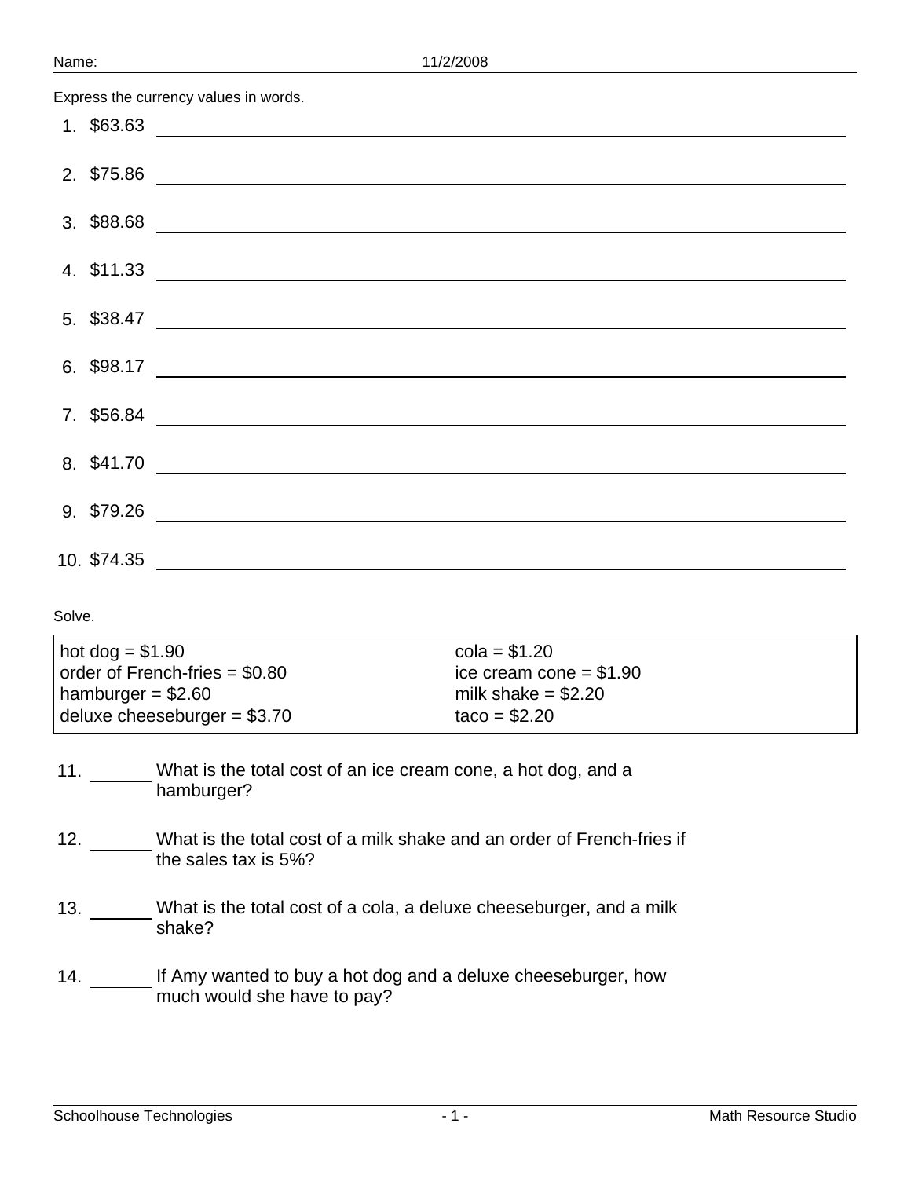Name: 11/2/2008

Express the currency values in words.

1. $63.63 \_\_\_\_\_\_\_\_\_\_\_\_\_\_\_\_\_\_\_\_\_\_\_\_\_\_\_\_\_\_\_\_\_\_\_\_\_\_\_\_

2. $75.86 \_\_\_\_\_\_\_\_\_\_\_\_\_\_\_\_\_\_\_\_\_\_\_\_\_\_\_\_\_\_\_\_\_\_\_\_\_\_\_\_

3. $88.68 \_\_\_\_\_\_\_\_\_\_\_\_\_\_\_\_\_\_\_\_\_\_\_\_\_\_\_\_\_\_\_\_\_\_\_\_\_\_\_\_

4. $11.33 \_\_\_\_\_\_\_\_\_\_\_\_\_\_\_\_\_\_\_\_\_\_\_\_\_\_\_\_\_\_\_\_\_\_\_\_\_\_\_\_

5. $38.47 \_\_\_\_\_\_\_\_\_\_\_\_\_\_\_\_\_\_\_\_\_\_\_\_\_\_\_\_\_\_\_\_\_\_\_\_\_\_\_\_

6. $98.17 \_\_\_\_\_\_\_\_\_\_\_\_\_\_\_\_\_\_\_\_\_\_\_\_\_\_\_\_\_\_\_\_\_\_\_\_\_\_\_\_

7. $56.84 \_\_\_\_\_\_\_\_\_\_\_\_\_\_\_\_\_\_\_\_\_\_\_\_\_\_\_\_\_\_\_\_\_\_\_\_\_\_\_\_

8. $41.70 \_\_\_\_\_\_\_\_\_\_\_\_\_\_\_\_\_\_\_\_\_\_\_\_\_\_\_\_\_\_\_\_\_\_\_\_\_\_\_\_

9. $79.26 \_\_\_\_\_\_\_\_\_\_\_\_\_\_\_\_\_\_\_\_\_\_\_\_\_\_\_\_\_\_\_\_\_\_\_\_\_\_\_\_

10. $74.35 \_\_\_\_\_\_\_\_\_\_\_\_\_\_\_\_\_\_\_\_\_\_\_\_\_\_\_\_\_\_\_\_\_\_\_\_\_\_\_\_

Solve.

| | |
|---|---|
| hot dog = $1.90 | cola = $1.20 |
| order of French-fries = $0.80 | ice cream cone = $1.90 |
| hamburger = $2.60 | milk shake = $2.20 |
| deluxe cheeseburger = $3.70 | taco = $2.20 |

11. \_\_\_\_\_\_ What is the total cost of an ice cream cone, a hot dog, and a hamburger?

12. \_\_\_\_\_\_ What is the total cost of a milk shake and an order of French-fries if the sales tax is 5%?

13. \_\_\_\_\_\_ What is the total cost of a cola, a deluxe cheeseburger, and a milk shake?

14. \_\_\_\_\_\_ If Amy wanted to buy a hot dog and a deluxe cheeseburger, how much would she have to pay?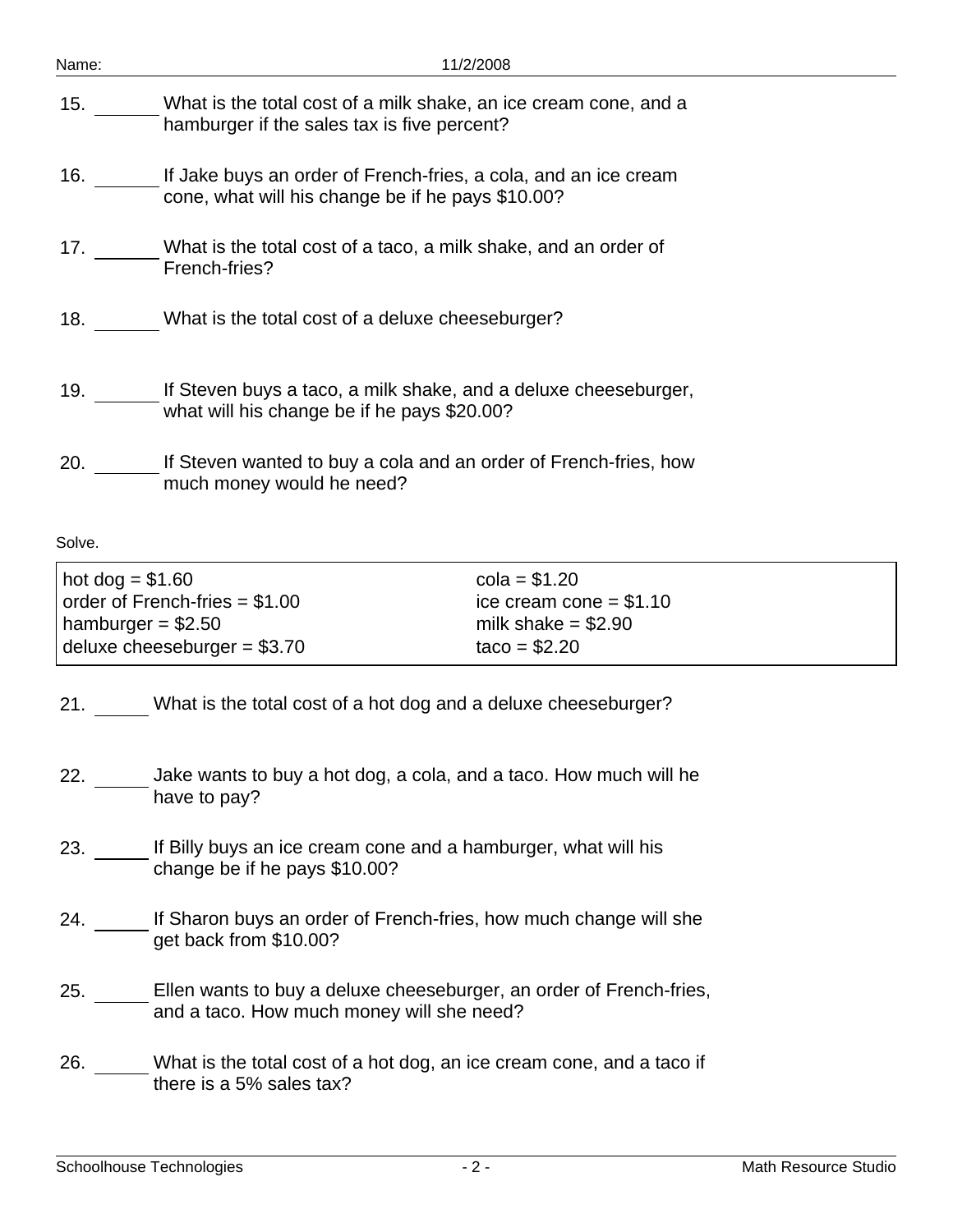15. ______ What is the total cost of a milk shake, an ice cream cone, and a hamburger if the sales tax is five percent?

16. ______ If Jake buys an order of French-fries, a cola, and an ice cream cone, what will his change be if he pays $10.00?

17. ______ What is the total cost of a taco, a milk shake, and an order of French-fries?

18. ______ What is the total cost of a deluxe cheeseburger?

19. ______ If Steven buys a taco, a milk shake, and a deluxe cheeseburger, what will his change be if he pays $20.00?

20. ______ If Steven wanted to buy a cola and an order of French-fries, how much money would he need?

Solve.

| | |
|---|---|
| hot dog = $1.60 | cola = $1.20 |
| order of French-fries = $1.00 | ice cream cone = $1.10 |
| hamburger = $2.50 | milk shake = $2.90 |
| deluxe cheeseburger = $3.70 | taco = $2.20 |

21. ______ What is the total cost of a hot dog and a deluxe cheeseburger?

22. ______ Jake wants to buy a hot dog, a cola, and a taco. How much will he have to pay?

23. ______ If Billy buys an ice cream cone and a hamburger, what will his change be if he pays $10.00?

24. ______ If Sharon buys an order of French-fries, how much change will she get back from $10.00?

25. ______ Ellen wants to buy a deluxe cheeseburger, an order of French-fries, and a taco. How much money will she need?

26. ______ What is the total cost of a hot dog, an ice cream cone, and a taco if there is a 5% sales tax?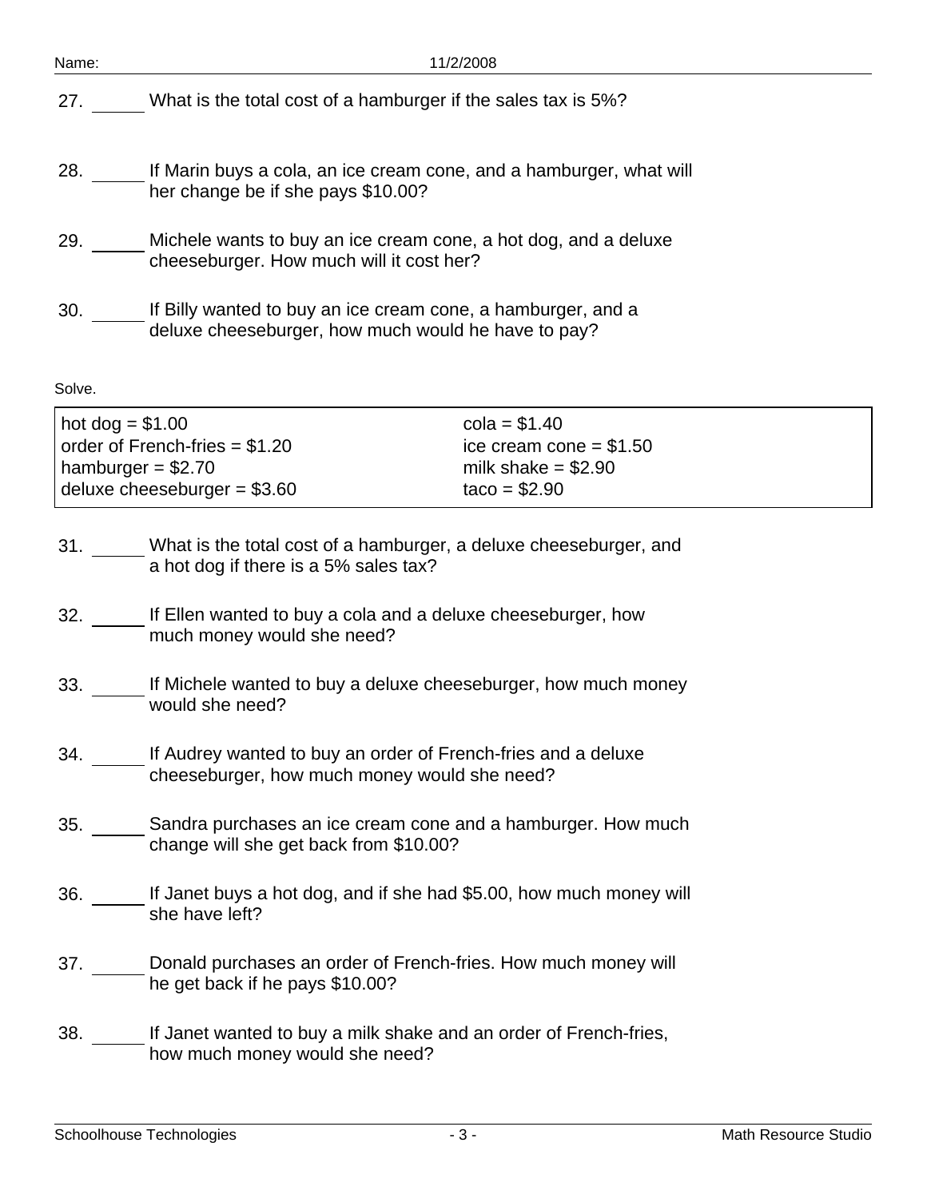27. ______ What is the total cost of a hamburger if the sales tax is 5%?

28. ______ If Marin buys a cola, an ice cream cone, and a hamburger, what will her change be if she pays $10.00?

29. ______ Michele wants to buy an ice cream cone, a hot dog, and a deluxe cheeseburger. How much will it cost her?

30. ______ If Billy wanted to buy an ice cream cone, a hamburger, and a deluxe cheeseburger, how much would he have to pay?

Solve.

| | |
|---|---|
| hot dog = $1.00 | cola = $1.40 |
| order of French-fries = $1.20 | ice cream cone = $1.50 |
| hamburger = $2.70 | milk shake = $2.90 |
| deluxe cheeseburger = $3.60 | taco = $2.90 |

31. ______ What is the total cost of a hamburger, a deluxe cheeseburger, and a hot dog if there is a 5% sales tax?

32. ______ If Ellen wanted to buy a cola and a deluxe cheeseburger, how much money would she need?

33. ______ If Michele wanted to buy a deluxe cheeseburger, how much money would she need?

34. ______ If Audrey wanted to buy an order of French-fries and a deluxe cheeseburger, how much money would she need?

35. ______ Sandra purchases an ice cream cone and a hamburger. How much change will she get back from $10.00?

36. ______ If Janet buys a hot dog, and if she had $5.00, how much money will she have left?

37. ______ Donald purchases an order of French-fries. How much money will he get back if he pays $10.00?

38. ______ If Janet wanted to buy a milk shake and an order of French-fries, how much money would she need?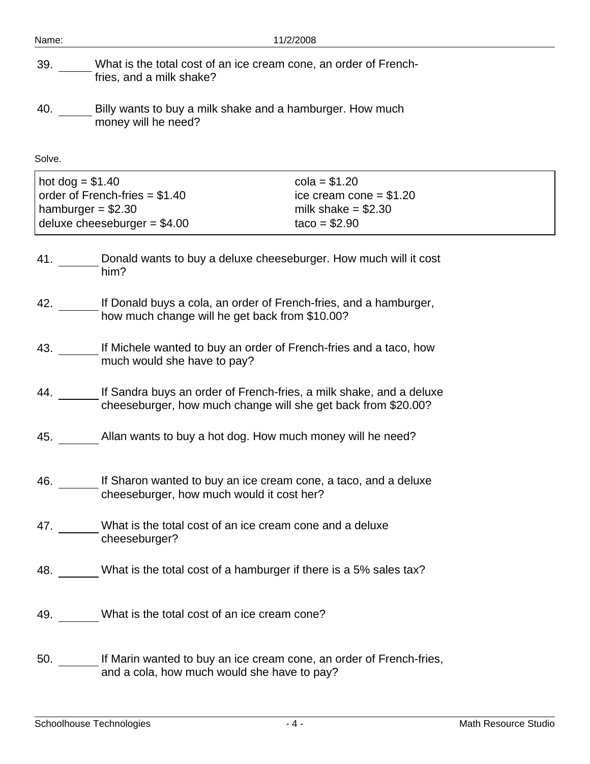39. ______ What is the total cost of an ice cream cone, an order of French-fries, and a milk shake?

40. ______ Billy wants to buy a milk shake and a hamburger. How much money will he need?

Solve.

| | |
|---|---|
| hot dog = $1.40 | cola = $1.20 |
| order of French-fries = $1.40 | ice cream cone = $1.20 |
| hamburger = $2.30 | milk shake = $2.30 |
| deluxe cheeseburger = $4.00 | taco = $2.90 |

41. ______ Donald wants to buy a deluxe cheeseburger. How much will it cost him?

42. ______ If Donald buys a cola, an order of French-fries, and a hamburger, how much change will he get back from $10.00?

43. ______ If Michele wanted to buy an order of French-fries and a taco, how much would she have to pay?

44. ______ If Sandra buys an order of French-fries, a milk shake, and a deluxe cheeseburger, how much change will she get back from $20.00?

45. ______ Allan wants to buy a hot dog. How much money will he need?

46. ______ If Sharon wanted to buy an ice cream cone, a taco, and a deluxe cheeseburger, how much would it cost her?

47. ______ What is the total cost of an ice cream cone and a deluxe cheeseburger?

48. ______ What is the total cost of a hamburger if there is a 5% sales tax?

49. ______ What is the total cost of an ice cream cone?

50. ______ If Marin wanted to buy an ice cream cone, an order of French-fries, and a cola, how much would she have to pay?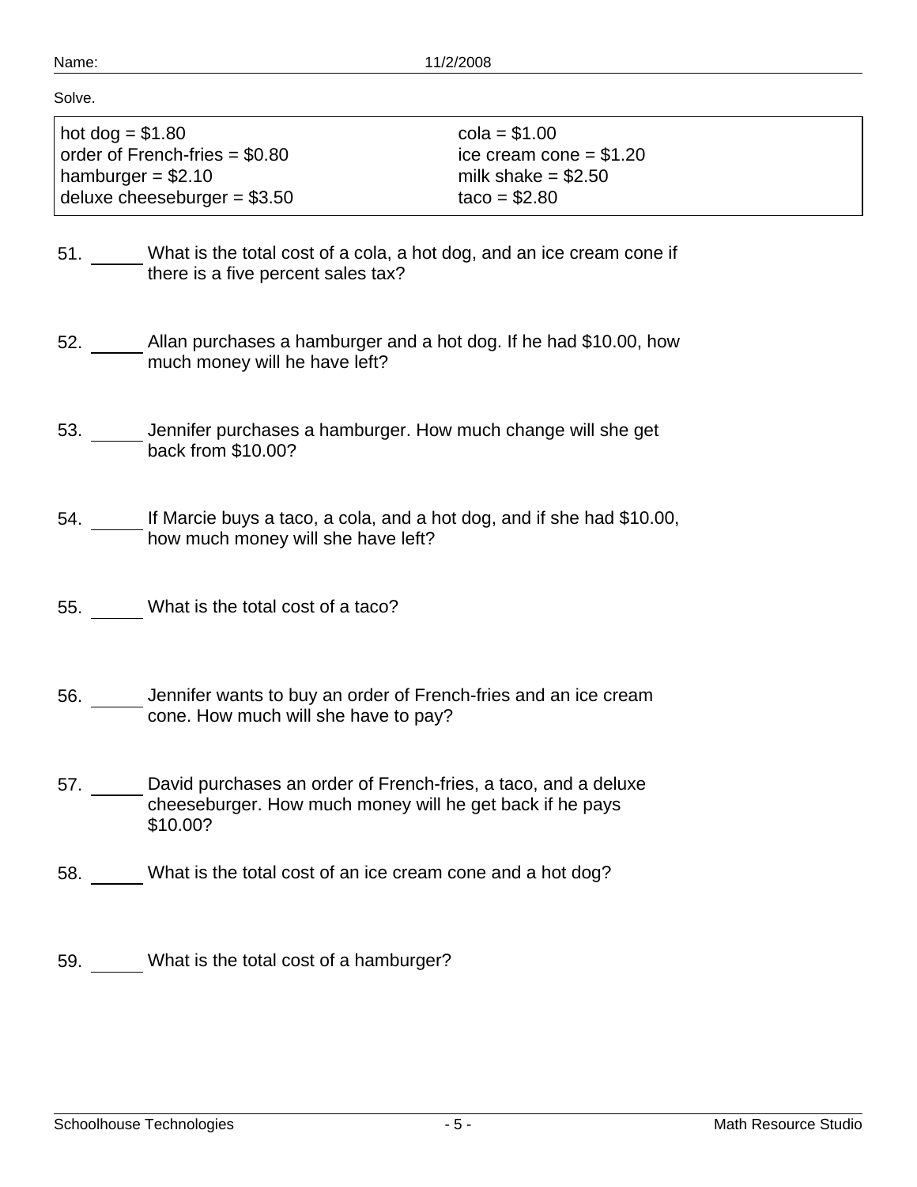Name: 11/2/2008

Solve.

| | |
|---|---|
| hot dog = \$1.80 | cola = \$1.00 |
| order of French-fries = \$0.80 | ice cream cone = \$1.20 |
| hamburger = \$2.10 | milk shake = \$2.50 |
| deluxe cheeseburger = \$3.50 | taco = \$2.80 |

51. _____ What is the total cost of a cola, a hot dog, and an ice cream cone if there is a five percent sales tax?

52. _____ Allan purchases a hamburger and a hot dog. If he had \$10.00, how much money will he have left?

53. _____ Jennifer purchases a hamburger. How much change will she get back from \$10.00?

54. _____ If Marcie buys a taco, a cola, and a hot dog, and if she had \$10.00, how much money will she have left?

55. _____ What is the total cost of a taco?

56. _____ Jennifer wants to buy an order of French-fries and an ice cream cone. How much will she have to pay?

57. _____ David purchases an order of French-fries, a taco, and a deluxe cheeseburger. How much money will he get back if he pays \$10.00?

58. _____ What is the total cost of an ice cream cone and a hot dog?

59. _____ What is the total cost of a hamburger?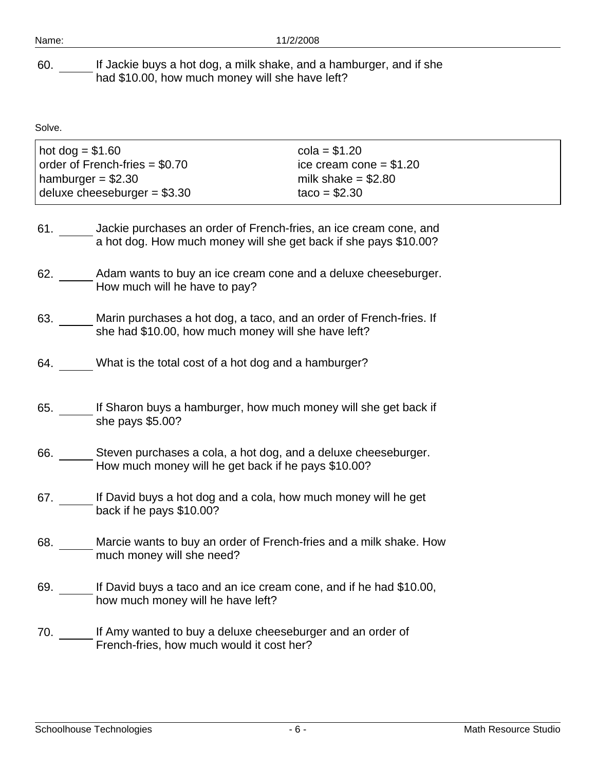60. _____ If Jackie buys a hot dog, a milk shake, and a hamburger, and if she had $10.00, how much money will she have left?

Solve.

| | |
|---|---|
| hot dog = $1.60 | cola = $1.20 |
| order of French-fries = $0.70 | ice cream cone = $1.20 |
| hamburger = $2.30 | milk shake = $2.80 |
| deluxe cheeseburger = $3.30 | taco = $2.30 |

61. _____ Jackie purchases an order of French-fries, an ice cream cone, and a hot dog. How much money will she get back if she pays $10.00?

62. _____ Adam wants to buy an ice cream cone and a deluxe cheeseburger. How much will he have to pay?

63. _____ Marin purchases a hot dog, a taco, and an order of French-fries. If she had $10.00, how much money will she have left?

64. _____ What is the total cost of a hot dog and a hamburger?

65. _____ If Sharon buys a hamburger, how much money will she get back if she pays $5.00?

66. _____ Steven purchases a cola, a hot dog, and a deluxe cheeseburger. How much money will he get back if he pays $10.00?

67. _____ If David buys a hot dog and a cola, how much money will he get back if he pays $10.00?

68. _____ Marcie wants to buy an order of French-fries and a milk shake. How much money will she need?

69. _____ If David buys a taco and an ice cream cone, and if he had $10.00, how much money will he have left?

70. _____ If Amy wanted to buy a deluxe cheeseburger and an order of French-fries, how much would it cost her?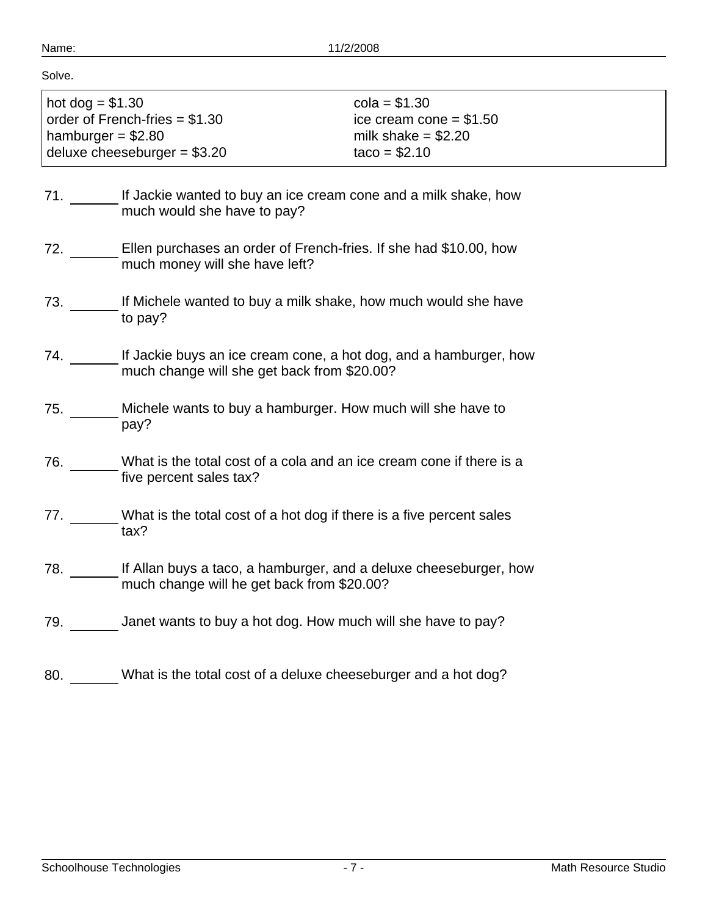Name: 11/2/2008

Solve.

| | |
|---|---|
| hot dog = \$1.30 | cola = \$1.30 |
| order of French-fries = \$1.30 | ice cream cone = \$1.50 |
| hamburger = \$2.80 | milk shake = \$2.20 |
| deluxe cheeseburger = \$3.20 | taco = \$2.10 |

71. ______ If Jackie wanted to buy an ice cream cone and a milk shake, how much would she have to pay?

72. ______ Ellen purchases an order of French-fries. If she had \$10.00, how much money will she have left?

73. ______ If Michele wanted to buy a milk shake, how much would she have to pay?

74. ______ If Jackie buys an ice cream cone, a hot dog, and a hamburger, how much change will she get back from \$20.00?

75. ______ Michele wants to buy a hamburger. How much will she have to pay?

76. ______ What is the total cost of a cola and an ice cream cone if there is a five percent sales tax?

77. ______ What is the total cost of a hot dog if there is a five percent sales tax?

78. ______ If Allan buys a taco, a hamburger, and a deluxe cheeseburger, how much change will he get back from \$20.00?

79. ______ Janet wants to buy a hot dog. How much will she have to pay?

80. ______ What is the total cost of a deluxe cheeseburger and a hot dog?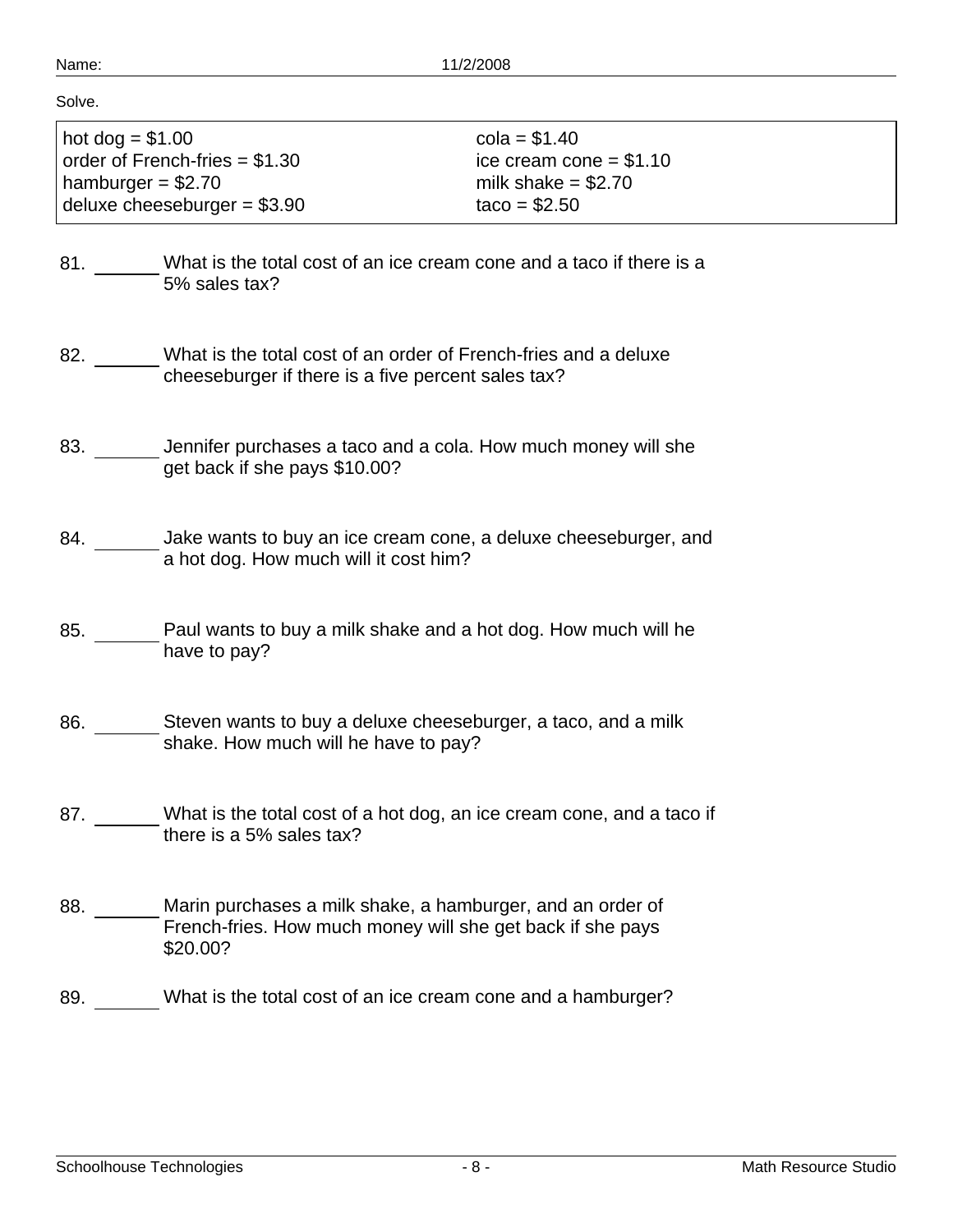Name: 11/2/2008

Solve.

| | |
|---|---|
| hot dog = \$1.00 | cola = \$1.40 |
| order of French-fries = \$1.30 | ice cream cone = \$1.10 |
| hamburger = \$2.70 | milk shake = \$2.70 |
| deluxe cheeseburger = \$3.90 | taco = \$2.50 |

81. ______ What is the total cost of an ice cream cone and a taco if there is a 5% sales tax?

82. ______ What is the total cost of an order of French-fries and a deluxe cheeseburger if there is a five percent sales tax?

83. ______ Jennifer purchases a taco and a cola. How much money will she get back if she pays \$10.00?

84. ______ Jake wants to buy an ice cream cone, a deluxe cheeseburger, and a hot dog. How much will it cost him?

85. ______ Paul wants to buy a milk shake and a hot dog. How much will he have to pay?

86. ______ Steven wants to buy a deluxe cheeseburger, a taco, and a milk shake. How much will he have to pay?

87. ______ What is the total cost of a hot dog, an ice cream cone, and a taco if there is a 5% sales tax?

88. ______ Marin purchases a milk shake, a hamburger, and an order of French-fries. How much money will she get back if she pays \$20.00?

89. ______ What is the total cost of an ice cream cone and a hamburger?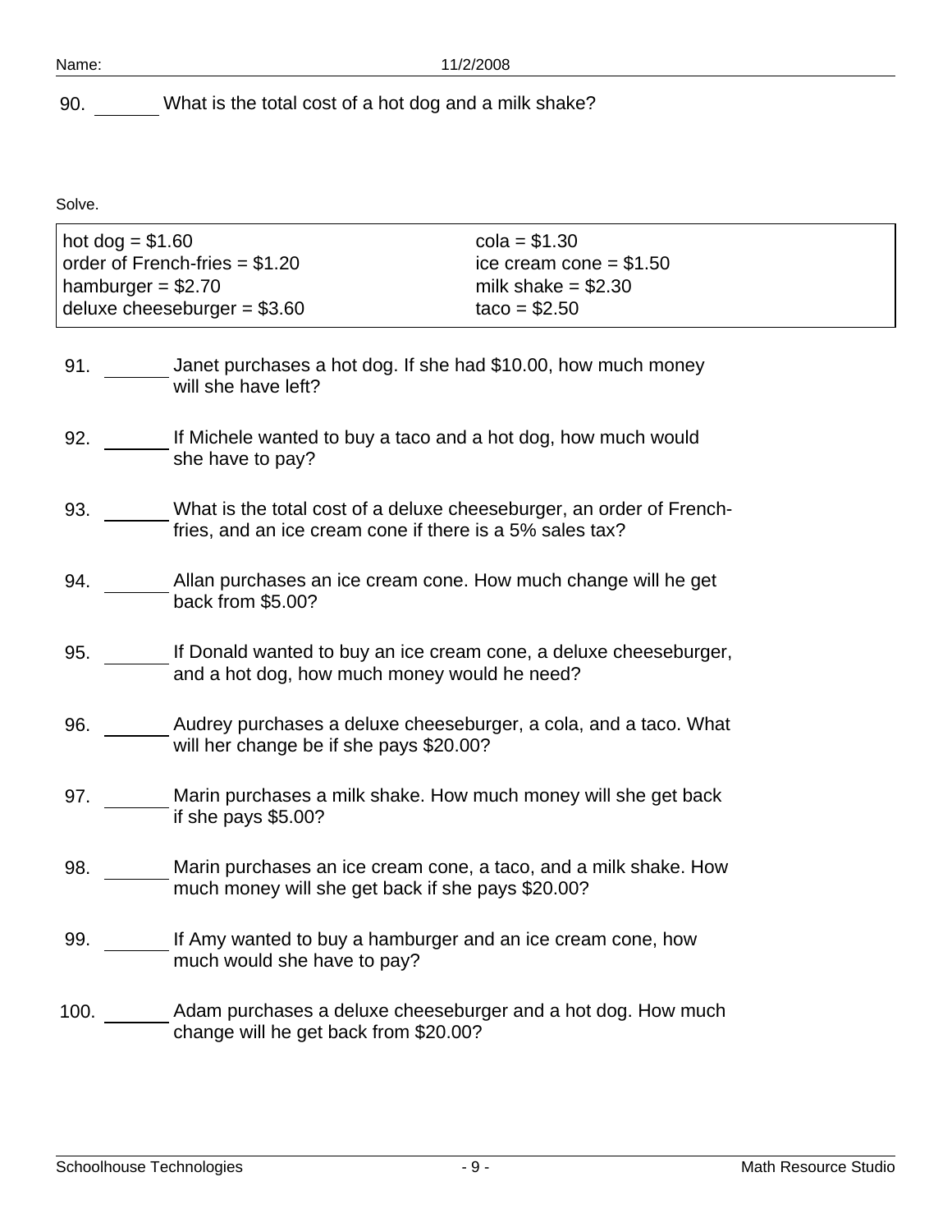90. ______ What is the total cost of a hot dog and a milk shake?

Solve.

| | |
|---|---|
| hot dog = \$1.60 | cola = \$1.30 |
| order of French-fries = \$1.20 | ice cream cone = \$1.50 |
| hamburger = \$2.70 | milk shake = \$2.30 |
| deluxe cheeseburger = \$3.60 | taco = \$2.50 |

91. ______ Janet purchases a hot dog. If she had \$10.00, how much money will she have left?

92. ______ If Michele wanted to buy a taco and a hot dog, how much would she have to pay?

93. ______ What is the total cost of a deluxe cheeseburger, an order of French-fries, and an ice cream cone if there is a 5% sales tax?

94. ______ Allan purchases an ice cream cone. How much change will he get back from \$5.00?

95. ______ If Donald wanted to buy an ice cream cone, a deluxe cheeseburger, and a hot dog, how much money would he need?

96. ______ Audrey purchases a deluxe cheeseburger, a cola, and a taco. What will her change be if she pays \$20.00?

97. ______ Marin purchases a milk shake. How much money will she get back if she pays \$5.00?

98. ______ Marin purchases an ice cream cone, a taco, and a milk shake. How much money will she get back if she pays \$20.00?

99. ______ If Amy wanted to buy a hamburger and an ice cream cone, how much would she have to pay?

100. ______ Adam purchases a deluxe cheeseburger and a hot dog. How much change will he get back from \$20.00?